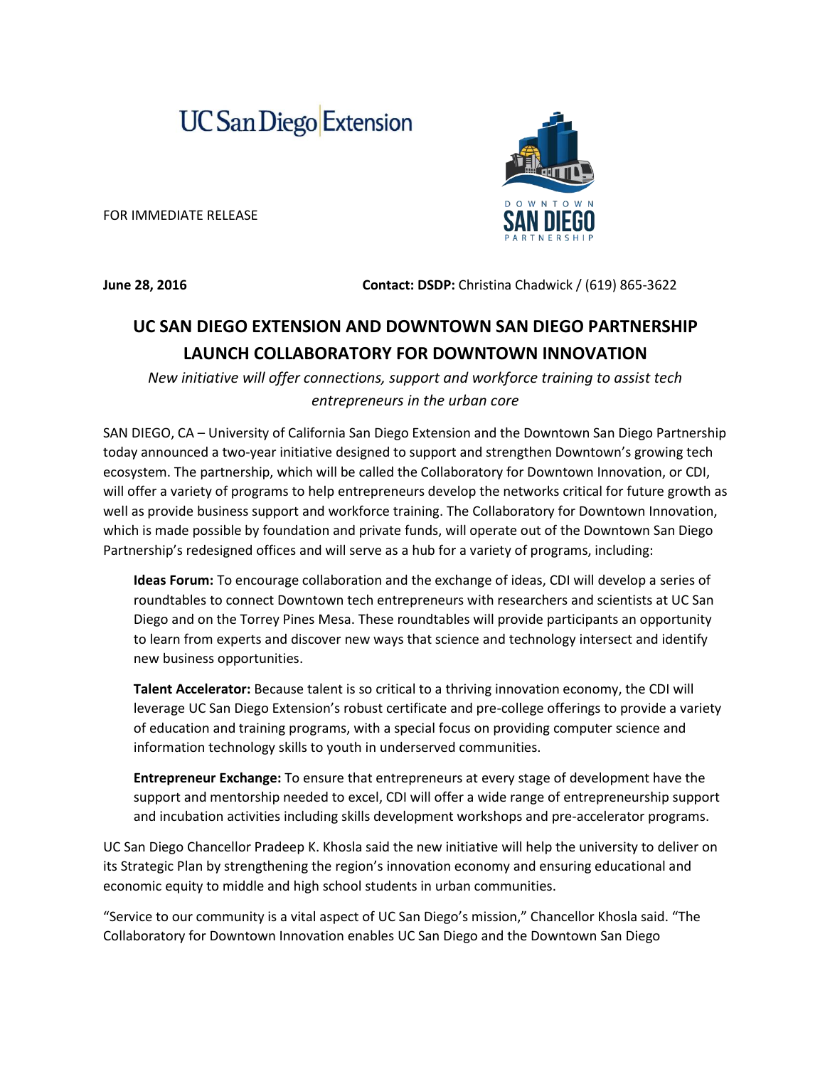UC San Diego Extension

DOWNTOWN SAN DIEGO PARTNERSHIP

FOR IMMEDIATE RELEASE

**June 28, 2016** **Contact: DSDP:** Christina Chadwick / (619) 865-3622

# UC SAN DIEGO EXTENSION AND DOWNTOWN SAN DIEGO PARTNERSHIP LAUNCH COLLABORATORY FOR DOWNTOWN INNOVATION

*New initiative will offer connections, support and workforce training to assist tech entrepreneurs in the urban core*

SAN DIEGO, CA – University of California San Diego Extension and the Downtown San Diego Partnership today announced a two-year initiative designed to support and strengthen Downtown's growing tech ecosystem. The partnership, which will be called the Collaboratory for Downtown Innovation, or CDI, will offer a variety of programs to help entrepreneurs develop the networks critical for future growth as well as provide business support and workforce training. The Collaboratory for Downtown Innovation, which is made possible by foundation and private funds, will operate out of the Downtown San Diego Partnership's redesigned offices and will serve as a hub for a variety of programs, including:

**Ideas Forum:** To encourage collaboration and the exchange of ideas, CDI will develop a series of roundtables to connect Downtown tech entrepreneurs with researchers and scientists at UC San Diego and on the Torrey Pines Mesa. These roundtables will provide participants an opportunity to learn from experts and discover new ways that science and technology intersect and identify new business opportunities.

**Talent Accelerator:** Because talent is so critical to a thriving innovation economy, the CDI will leverage UC San Diego Extension's robust certificate and pre-college offerings to provide a variety of education and training programs, with a special focus on providing computer science and information technology skills to youth in underserved communities.

**Entrepreneur Exchange:** To ensure that entrepreneurs at every stage of development have the support and mentorship needed to excel, CDI will offer a wide range of entrepreneurship support and incubation activities including skills development workshops and pre-accelerator programs.

UC San Diego Chancellor Pradeep K. Khosla said the new initiative will help the university to deliver on its Strategic Plan by strengthening the region's innovation economy and ensuring educational and economic equity to middle and high school students in urban communities.

"Service to our community is a vital aspect of UC San Diego's mission," Chancellor Khosla said. "The Collaboratory for Downtown Innovation enables UC San Diego and the Downtown San Diego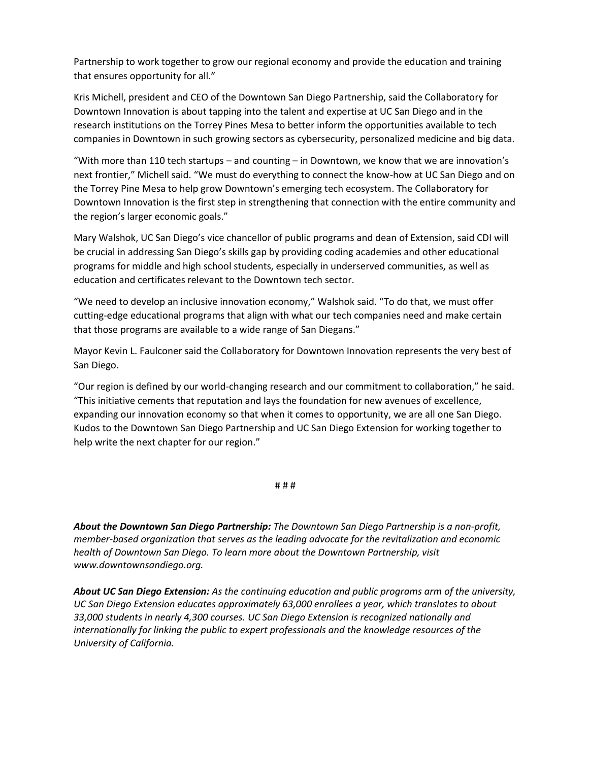Partnership to work together to grow our regional economy and provide the education and training that ensures opportunity for all."

Kris Michell, president and CEO of the Downtown San Diego Partnership, said the Collaboratory for Downtown Innovation is about tapping into the talent and expertise at UC San Diego and in the research institutions on the Torrey Pines Mesa to better inform the opportunities available to tech companies in Downtown in such growing sectors as cybersecurity, personalized medicine and big data.

"With more than 110 tech startups – and counting – in Downtown, we know that we are innovation's next frontier," Michell said. "We must do everything to connect the know-how at UC San Diego and on the Torrey Pine Mesa to help grow Downtown's emerging tech ecosystem. The Collaboratory for Downtown Innovation is the first step in strengthening that connection with the entire community and the region's larger economic goals."

Mary Walshok, UC San Diego's vice chancellor of public programs and dean of Extension, said CDI will be crucial in addressing San Diego's skills gap by providing coding academies and other educational programs for middle and high school students, especially in underserved communities, as well as education and certificates relevant to the Downtown tech sector.

"We need to develop an inclusive innovation economy," Walshok said. "To do that, we must offer cutting-edge educational programs that align with what our tech companies need and make certain that those programs are available to a wide range of San Diegans."

Mayor Kevin L. Faulconer said the Collaboratory for Downtown Innovation represents the very best of San Diego.

"Our region is defined by our world-changing research and our commitment to collaboration," he said. "This initiative cements that reputation and lays the foundation for new avenues of excellence, expanding our innovation economy so that when it comes to opportunity, we are all one San Diego. Kudos to the Downtown San Diego Partnership and UC San Diego Extension for working together to help write the next chapter for our region."

# # #

***About the Downtown San Diego Partnership:*** *The Downtown San Diego Partnership is a non-profit, member-based organization that serves as the leading advocate for the revitalization and economic health of Downtown San Diego. To learn more about the Downtown Partnership, visit www.downtownsandiego.org.*

***About UC San Diego Extension:*** *As the continuing education and public programs arm of the university, UC San Diego Extension educates approximately 63,000 enrollees a year, which translates to about 33,000 students in nearly 4,300 courses. UC San Diego Extension is recognized nationally and internationally for linking the public to expert professionals and the knowledge resources of the University of California.*